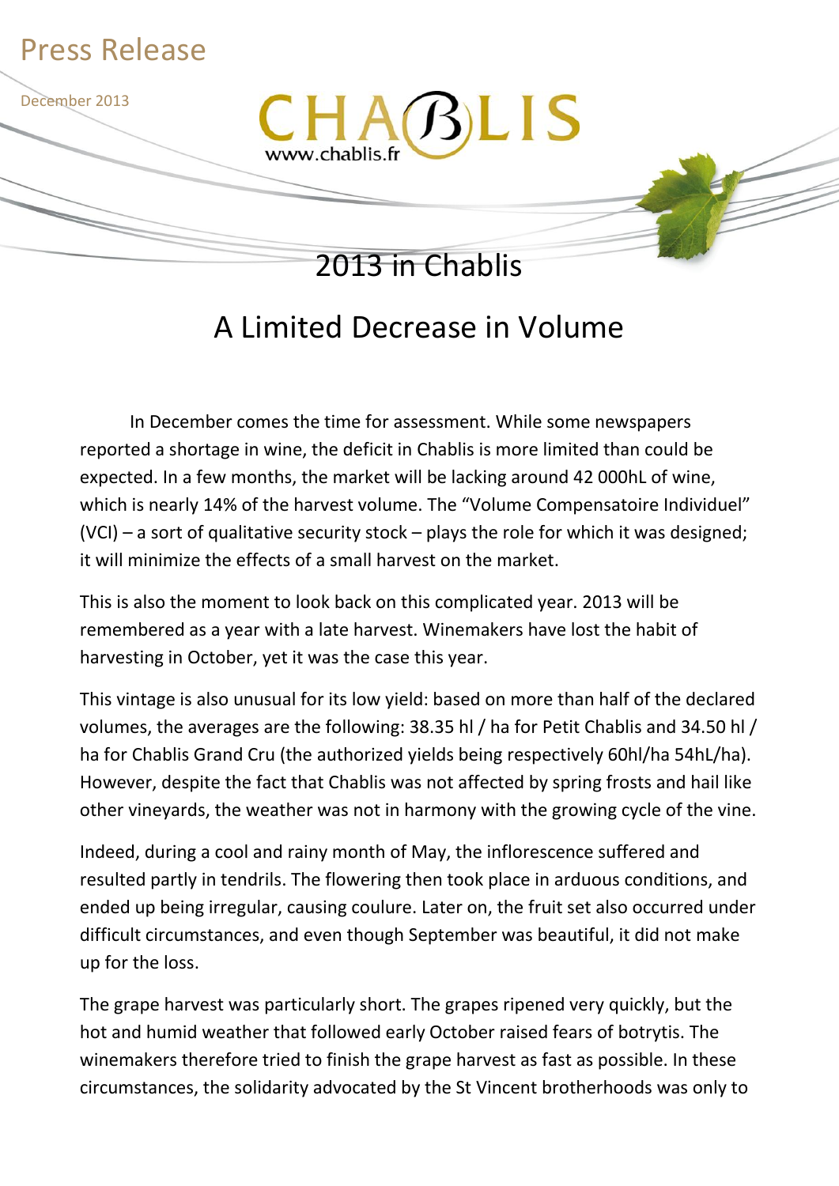Press Release

December 2013

CHABLIS
www.chablis.fr

# 2013 in Chablis

# A Limited Decrease in Volume

In December comes the time for assessment. While some newspapers reported a shortage in wine, the deficit in Chablis is more limited than could be expected. In a few months, the market will be lacking around 42 000hL of wine, which is nearly 14% of the harvest volume. The "Volume Compensatoire Individuel" (VCI) – a sort of qualitative security stock – plays the role for which it was designed; it will minimize the effects of a small harvest on the market.

This is also the moment to look back on this complicated year. 2013 will be remembered as a year with a late harvest. Winemakers have lost the habit of harvesting in October, yet it was the case this year.

This vintage is also unusual for its low yield: based on more than half of the declared volumes, the averages are the following: 38.35 hl / ha for Petit Chablis and 34.50 hl / ha for Chablis Grand Cru (the authorized yields being respectively 60hl/ha 54hL/ha). However, despite the fact that Chablis was not affected by spring frosts and hail like other vineyards, the weather was not in harmony with the growing cycle of the vine.

Indeed, during a cool and rainy month of May, the inflorescence suffered and resulted partly in tendrils. The flowering then took place in arduous conditions, and ended up being irregular, causing coulure. Later on, the fruit set also occurred under difficult circumstances, and even though September was beautiful, it did not make up for the loss.

The grape harvest was particularly short. The grapes ripened very quickly, but the hot and humid weather that followed early October raised fears of botrytis. The winemakers therefore tried to finish the grape harvest as fast as possible. In these circumstances, the solidarity advocated by the St Vincent brotherhoods was only to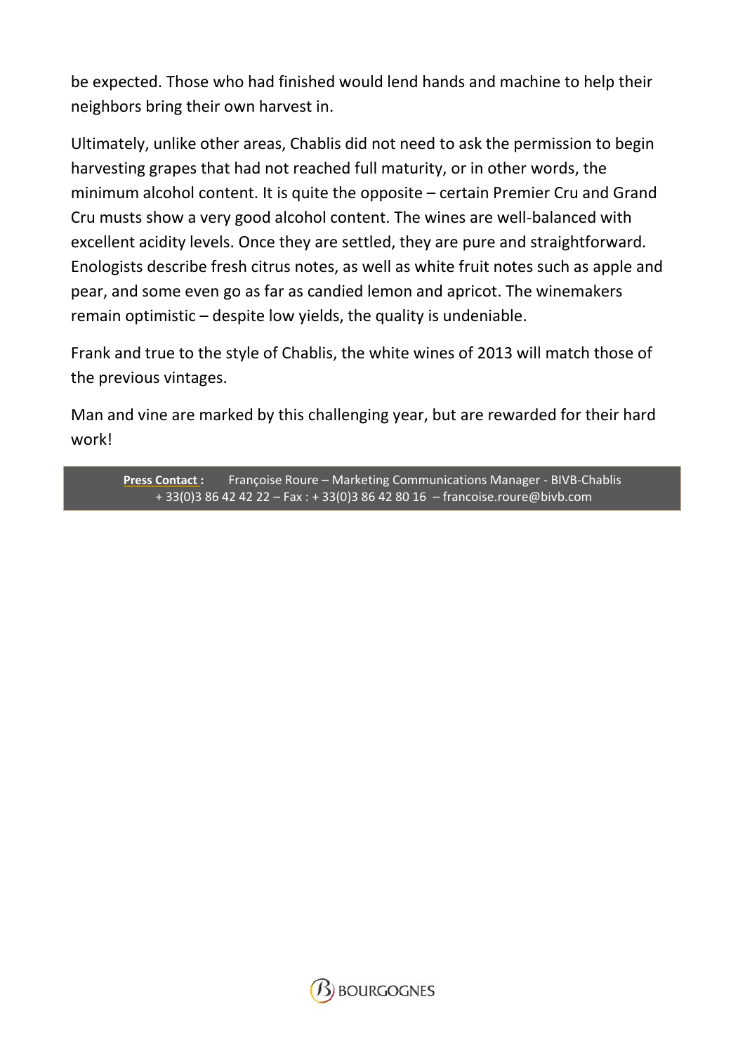be expected. Those who had finished would lend hands and machine to help their neighbors bring their own harvest in.

Ultimately, unlike other areas, Chablis did not need to ask the permission to begin harvesting grapes that had not reached full maturity, or in other words, the minimum alcohol content. It is quite the opposite – certain Premier Cru and Grand Cru musts show a very good alcohol content. The wines are well-balanced with excellent acidity levels. Once they are settled, they are pure and straightforward. Enologists describe fresh citrus notes, as well as white fruit notes such as apple and pear, and some even go as far as candied lemon and apricot. The winemakers remain optimistic – despite low yields, the quality is undeniable.

Frank and true to the style of Chablis, the white wines of 2013 will match those of the previous vintages.

Man and vine are marked by this challenging year, but are rewarded for their hard work!

**Press Contact :** Françoise Roure – Marketing Communications Manager - BIVB-Chablis
+ 33(0)3 86 42 42 22 – Fax : + 33(0)3 86 42 80 16 – francoise.roure@bivb.com

BOURGOGNES